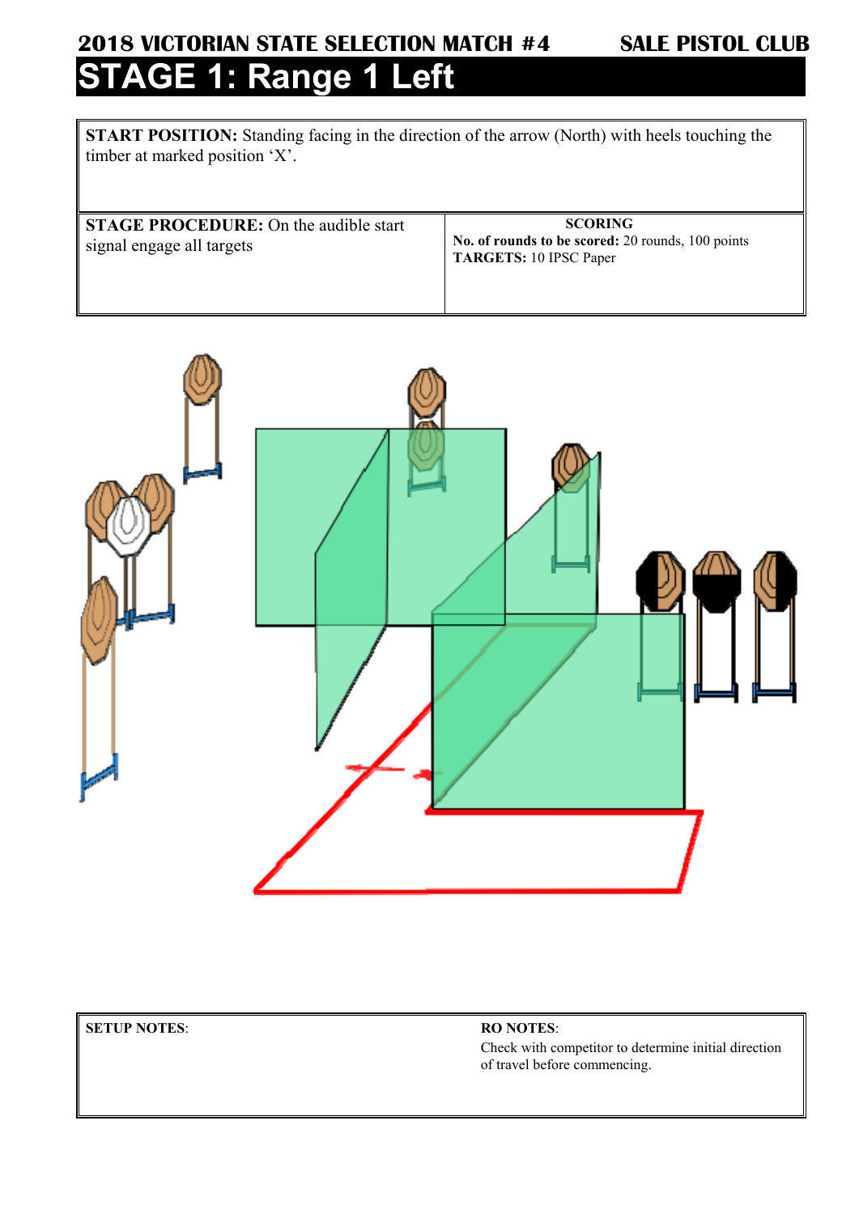# 2018 VICTORIAN STATE SELECTION MATCH #4 — SALE PISTOL CLUB

## STAGE 1: Range 1 Left

**START POSITION:** Standing facing in the direction of the arrow (North) with heels touching the timber at marked position 'X'.

| **STAGE PROCEDURE:** On the audible start signal engage all targets | **SCORING**<br>**No. of rounds to be scored:** 20 rounds, 100 points<br>**TARGETS:** 10 IPSC Paper |
|---|---|

| **SETUP NOTES**: | **RO NOTES**:<br>Check with competitor to determine initial direction of travel before commencing. |
|---|---|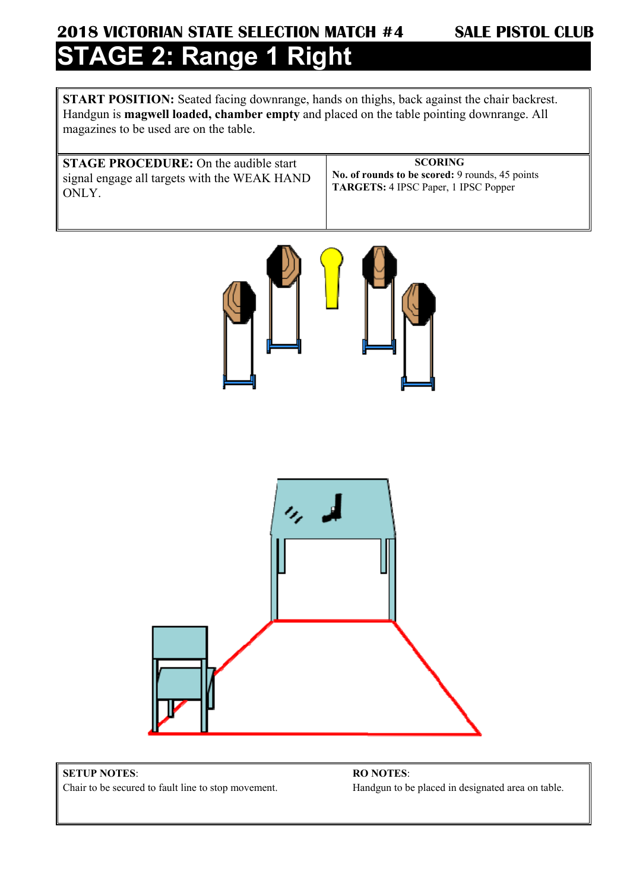**2018 VICTORIAN STATE SELECTION MATCH #4** **SALE PISTOL CLUB**

# STAGE 2: Range 1 Right

**START POSITION:** Seated facing downrange, hands on thighs, back against the chair backrest. Handgun is **magwell loaded, chamber empty** and placed on the table pointing downrange. All magazines to be used are on the table.

| **STAGE PROCEDURE:** | **SCORING** |
|---|---|
| On the audible start signal engage all targets with the WEAK HAND ONLY. | **No. of rounds to be scored:** 9 rounds, 45 points<br>**TARGETS:** 4 IPSC Paper, 1 IPSC Popper |

| **SETUP NOTES**: | **RO NOTES**: |
|---|---|
| Chair to be secured to fault line to stop movement. | Handgun to be placed in designated area on table. |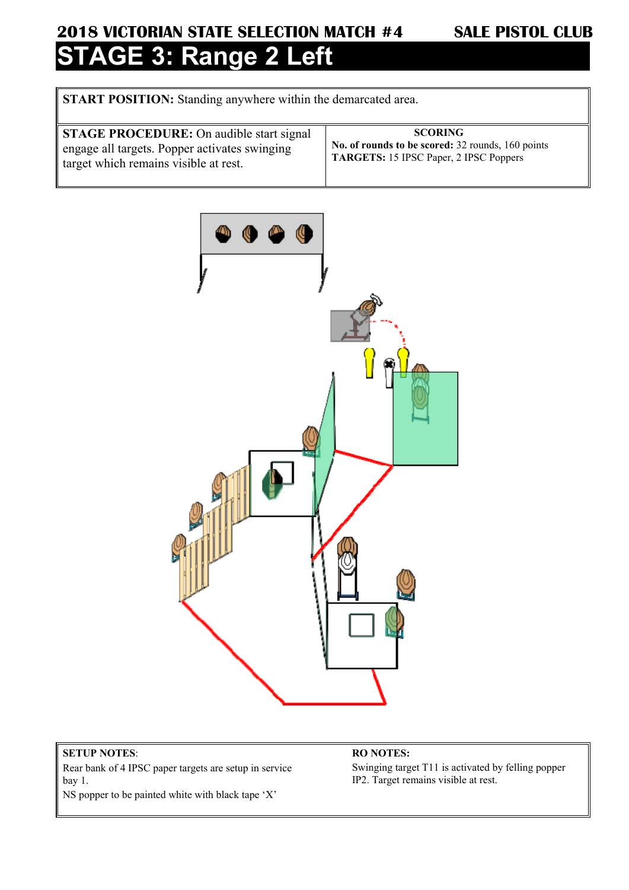**2018 VICTORIAN STATE SELECTION MATCH #4** **SALE PISTOL CLUB**

# STAGE 3: Range 2 Left

**START POSITION:** Standing anywhere within the demarcated area.

| **STAGE PROCEDURE:** On audible start signal engage all targets. Popper activates swinging target which remains visible at rest. | **SCORING**<br>**No. of rounds to be scored:** 32 rounds, 160 points<br>**TARGETS:** 15 IPSC Paper, 2 IPSC Poppers |
|---|---|

**SETUP NOTES**:

Rear bank of 4 IPSC paper targets are setup in service bay 1.

NS popper to be painted white with black tape 'X'

**RO NOTES:**

Swinging target T11 is activated by felling popper IP2. Target remains visible at rest.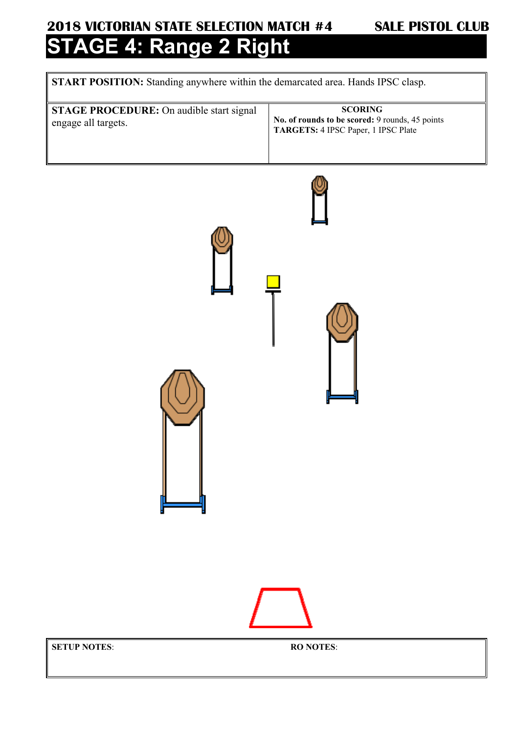**2018 VICTORIAN STATE SELECTION MATCH #4** **SALE PISTOL CLUB**

# STAGE 4: Range 2 Right

| **START POSITION:** Standing anywhere within the demarcated area. Hands IPSC clasp. | |
|---|---|
| **STAGE PROCEDURE:** On audible start signal engage all targets. | **SCORING**<br>**No. of rounds to be scored:** 9 rounds, 45 points<br>**TARGETS:** 4 IPSC Paper, 1 IPSC Plate |

| **SETUP NOTES**: | **RO NOTES**: |
|---|---|
| | |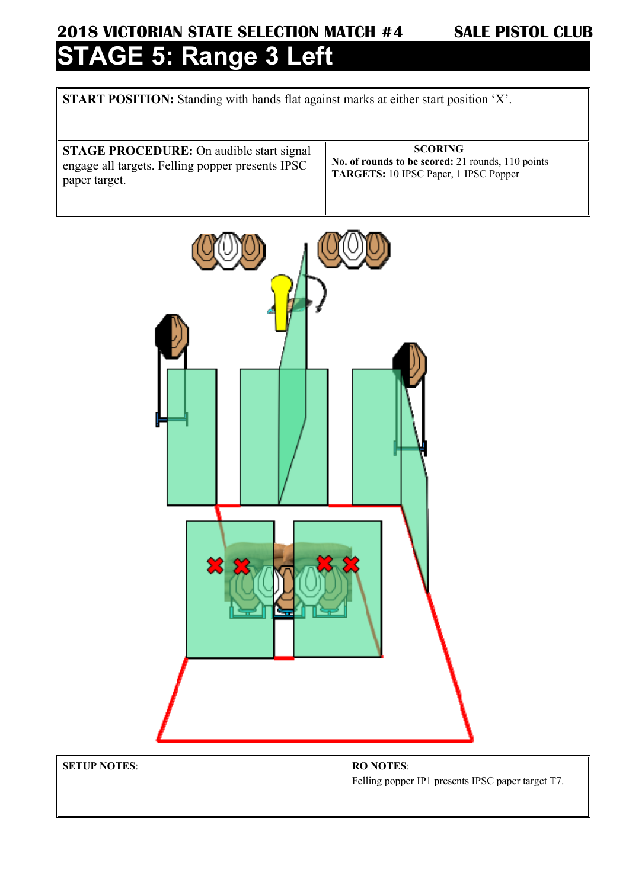**2018 VICTORIAN STATE SELECTION MATCH #4** **SALE PISTOL CLUB**

# STAGE 5: Range 3 Left

**START POSITION:** Standing with hands flat against marks at either start position 'X'.

| **STAGE PROCEDURE:** On audible start signal engage all targets. Felling popper presents IPSC paper target. | **SCORING**<br>**No. of rounds to be scored:** 21 rounds, 110 points<br>**TARGETS:** 10 IPSC Paper, 1 IPSC Popper |
|---|---|

| **SETUP NOTES**: | **RO NOTES**:<br>Felling popper IP1 presents IPSC paper target T7. |
|---|---|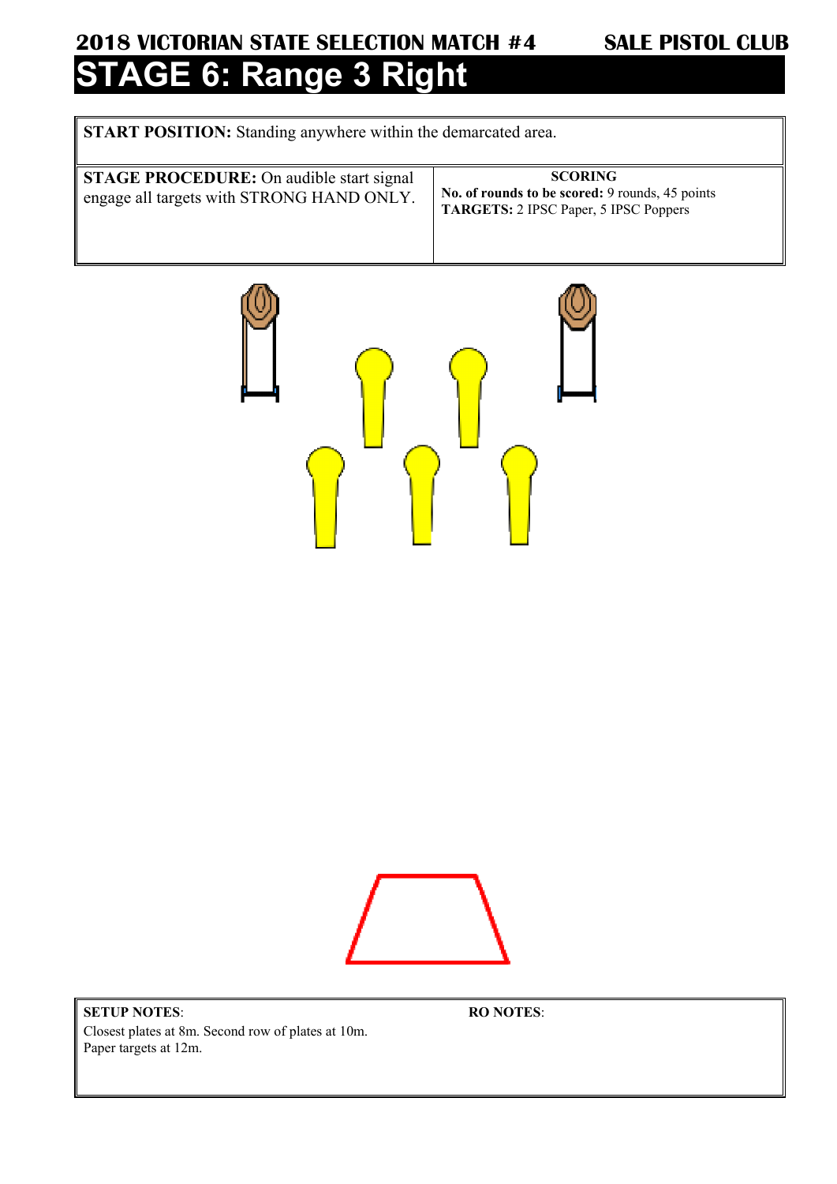**2018 VICTORIAN STATE SELECTION MATCH #4** **SALE PISTOL CLUB**

# STAGE 6: Range 3 Right

**START POSITION:** Standing anywhere within the demarcated area.

| **STAGE PROCEDURE:** On audible start signal engage all targets with STRONG HAND ONLY. | **SCORING**<br>**No. of rounds to be scored:** 9 rounds, 45 points<br>**TARGETS:** 2 IPSC Paper, 5 IPSC Poppers |
|---|---|

**SETUP NOTES**:
Closest plates at 8m. Second row of plates at 10m.
Paper targets at 12m.

**RO NOTES**: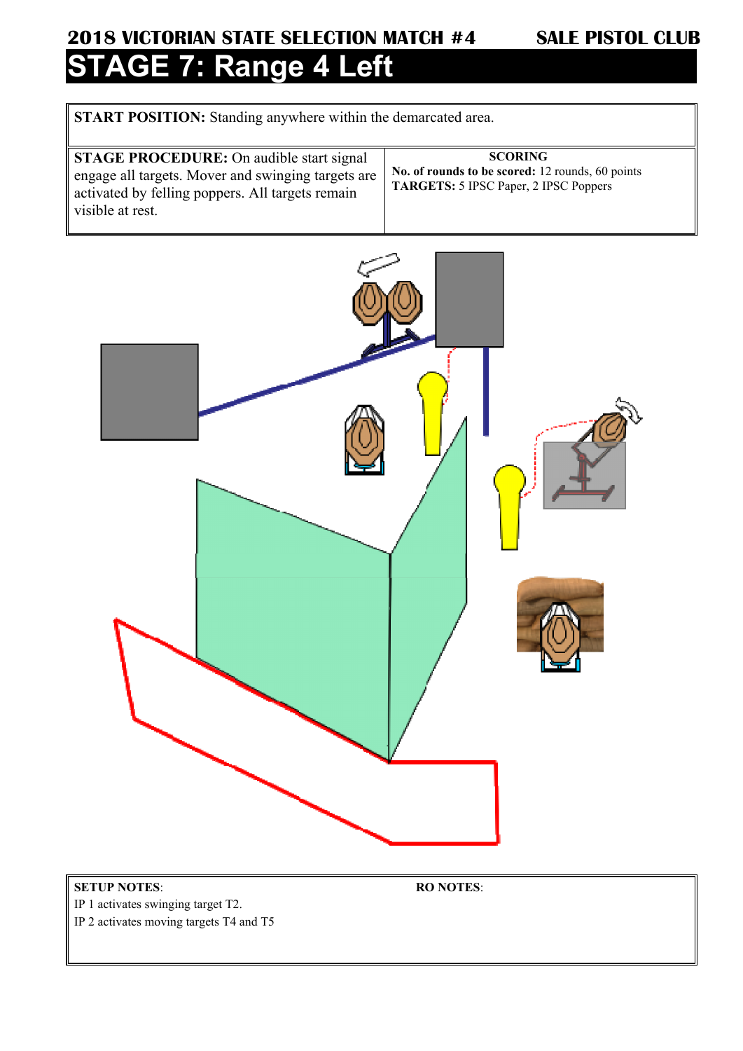**2018 VICTORIAN STATE SELECTION MATCH #4** **SALE PISTOL CLUB**

# STAGE 7: Range 4 Left

**START POSITION:** Standing anywhere within the demarcated area.

**STAGE PROCEDURE:** On audible start signal engage all targets. Mover and swinging targets are activated by felling poppers. All targets remain visible at rest.

**SCORING**

**No. of rounds to be scored:** 12 rounds, 60 points

**TARGETS:** 5 IPSC Paper, 2 IPSC Poppers

**SETUP NOTES**:

IP 1 activates swinging target T2.

IP 2 activates moving targets T4 and T5

**RO NOTES**: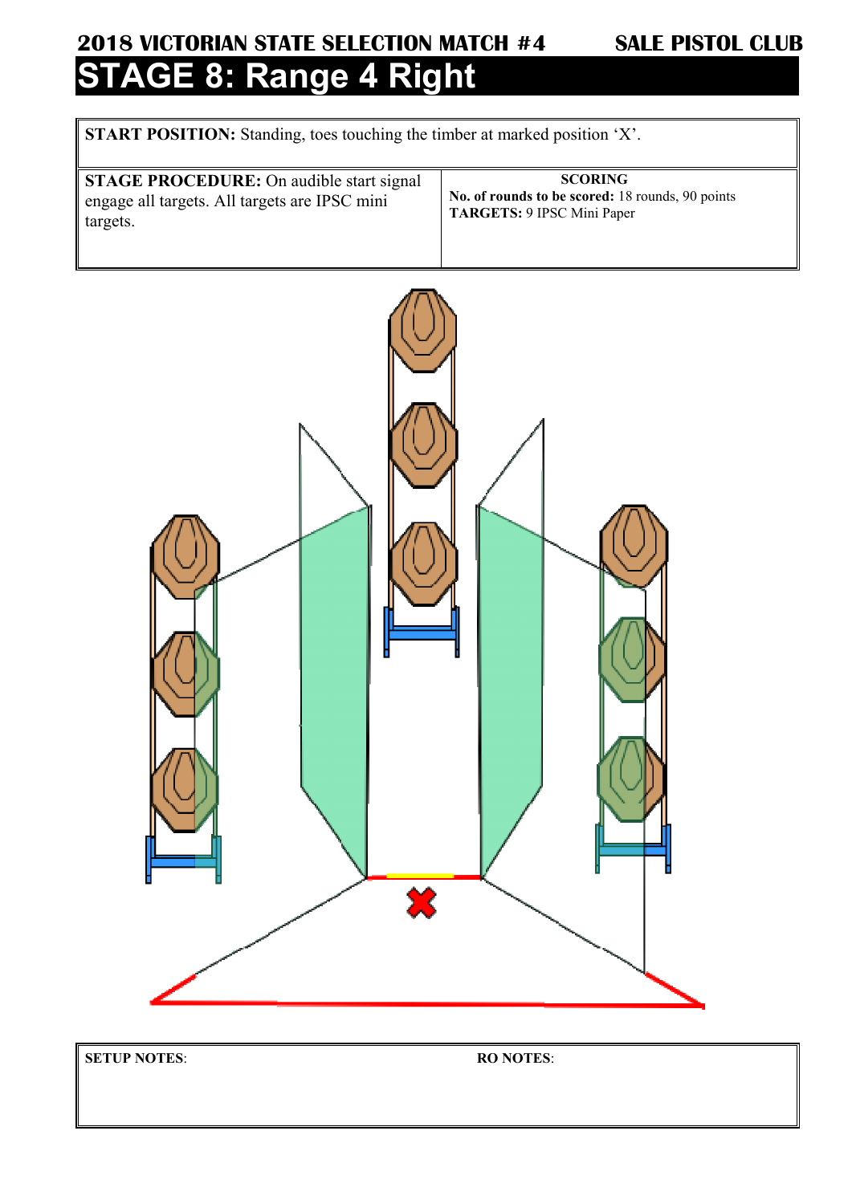## 2018 VICTORIAN STATE SELECTION MATCH #4 — SALE PISTOL CLUB

# STAGE 8: Range 4 Right

**START POSITION:** Standing, toes touching the timber at marked position 'X'.

| **STAGE PROCEDURE:** On audible start signal engage all targets. All targets are IPSC mini targets. | **SCORING**<br>**No. of rounds to be scored:** 18 rounds, 90 points<br>**TARGETS:** 9 IPSC Mini Paper |
|---|---|

| **SETUP NOTES**: | **RO NOTES**: |
|---|---|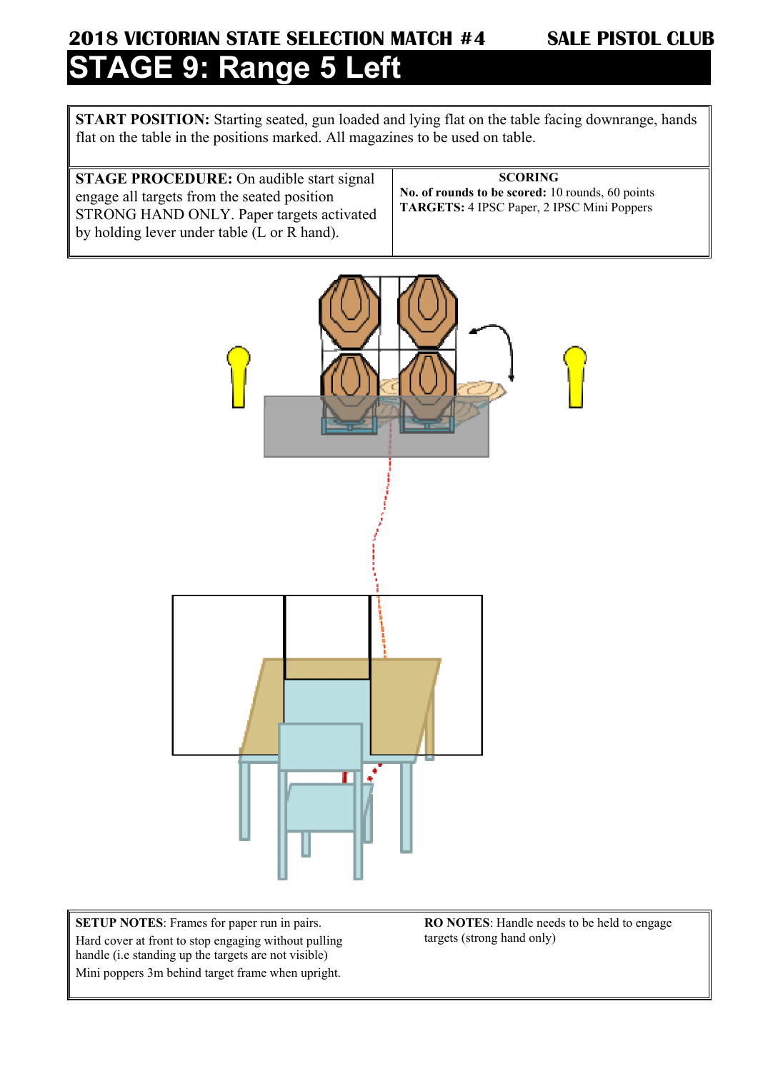2018 VICTORIAN STATE SELECTION MATCH #4 SALE PISTOL CLUB

# STAGE 9: Range 5 Left

**START POSITION:** Starting seated, gun loaded and lying flat on the table facing downrange, hands flat on the table in the positions marked. All magazines to be used on table.

| **STAGE PROCEDURE:** On audible start signal engage all targets from the seated position STRONG HAND ONLY. Paper targets activated by holding lever under table (L or R hand). | **SCORING**<br>**No. of rounds to be scored:** 10 rounds, 60 points<br>**TARGETS:** 4 IPSC Paper, 2 IPSC Mini Poppers |
|---|---|

**SETUP NOTES**: Frames for paper run in pairs.
Hard cover at front to stop engaging without pulling handle (i.e standing up the targets are not visible)
Mini poppers 3m behind target frame when upright.

**RO NOTES**: Handle needs to be held to engage targets (strong hand only)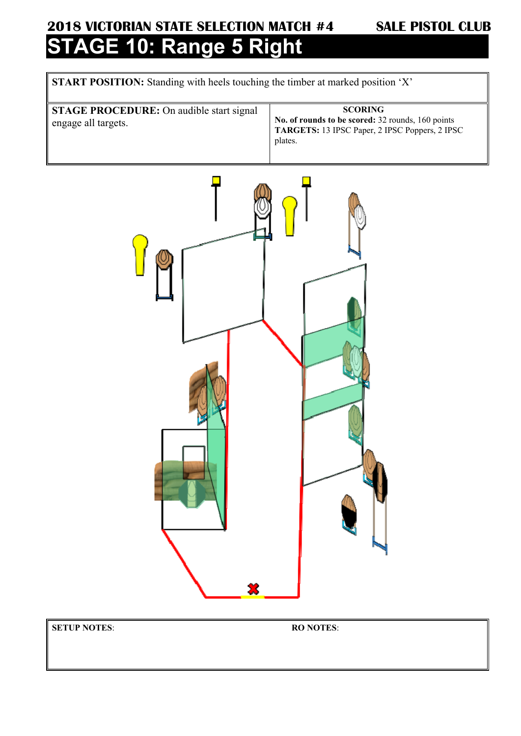**2018 VICTORIAN STATE SELECTION MATCH #4** **SALE PISTOL CLUB**

# STAGE 10: Range 5 Right

**START POSITION:** Standing with heels touching the timber at marked position 'X'

| **STAGE PROCEDURE:** On audible start signal engage all targets. | **SCORING**<br>**No. of rounds to be scored:** 32 rounds, 160 points<br>**TARGETS:** 13 IPSC Paper, 2 IPSC Poppers, 2 IPSC plates. |
|---|---|

| **SETUP NOTES**: | **RO NOTES**: |
|---|---|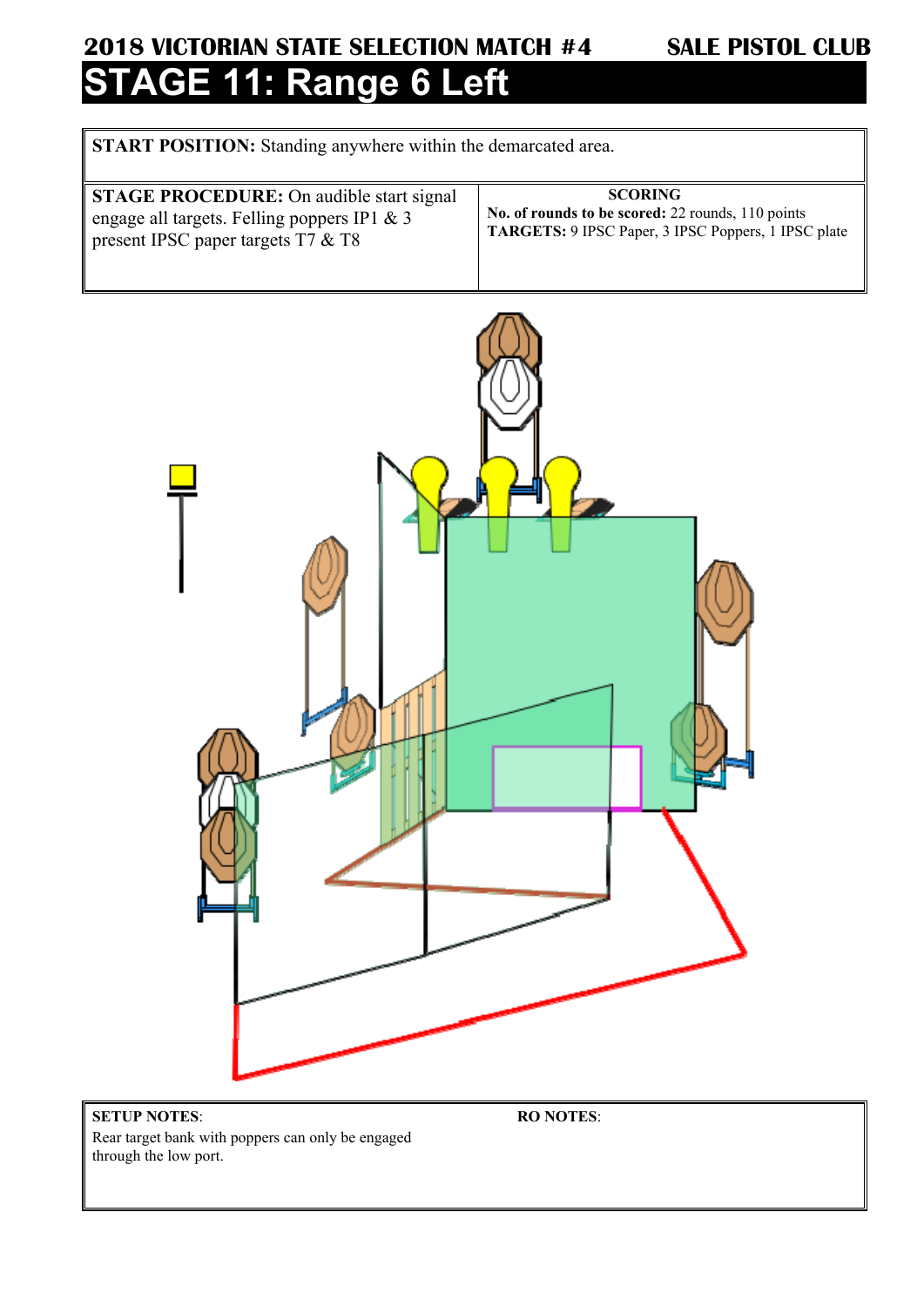**2018 VICTORIAN STATE SELECTION MATCH #4** **SALE PISTOL CLUB**

# STAGE 11: Range 6 Left

| **START POSITION:** Standing anywhere within the demarcated area. | |
|---|---|
| **STAGE PROCEDURE:** On audible start signal engage all targets. Felling poppers IP1 & 3 present IPSC paper targets T7 & T8 | **SCORING**<br>**No. of rounds to be scored:** 22 rounds, 110 points<br>**TARGETS:** 9 IPSC Paper, 3 IPSC Poppers, 1 IPSC plate |

| **SETUP NOTES**: | **RO NOTES**: |
|---|---|
| Rear target bank with poppers can only be engaged through the low port. | |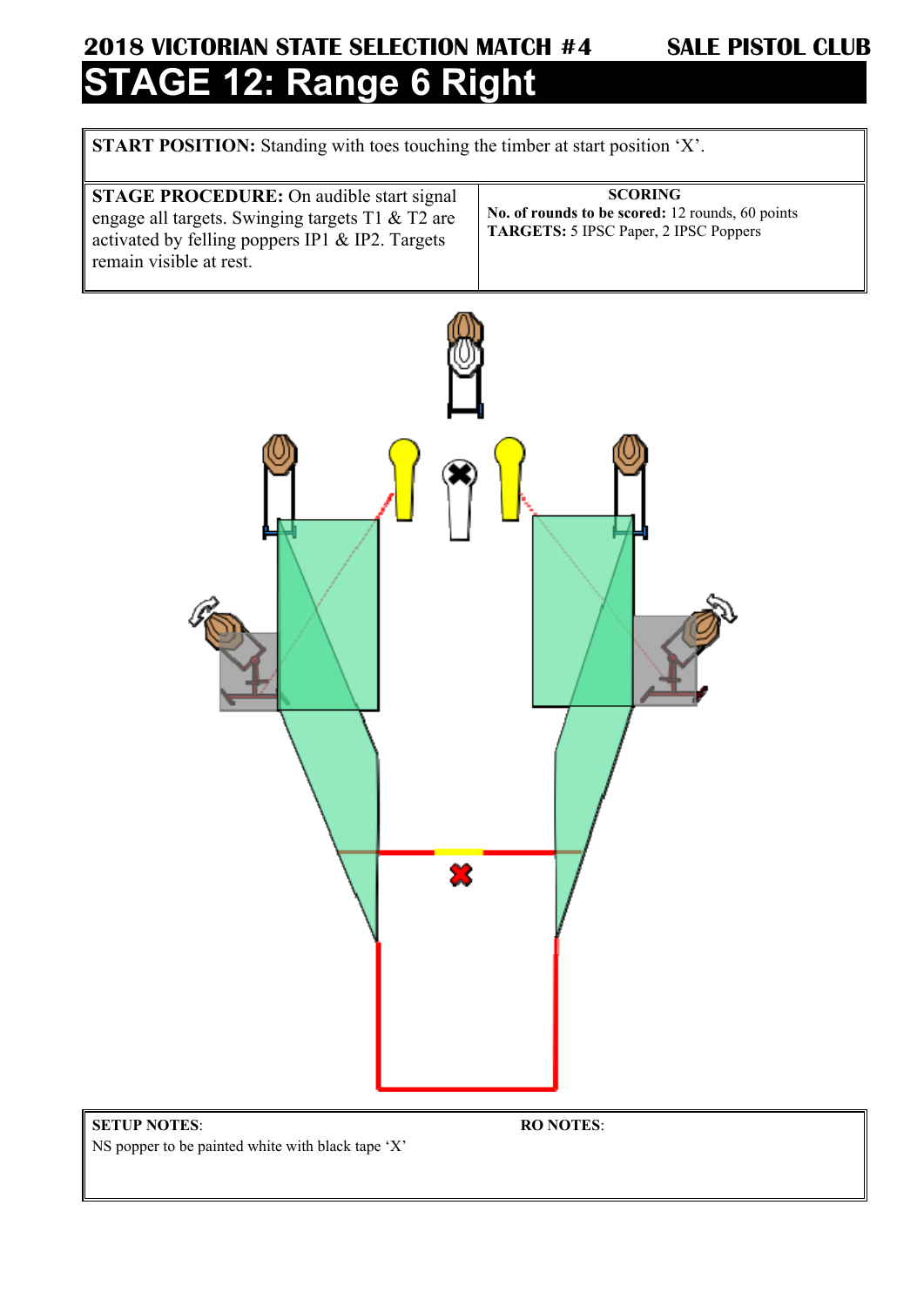## 2018 VICTORIAN STATE SELECTION MATCH #4 SALE PISTOL CLUB

# STAGE 12: Range 6 Right

| | |
|---|---|
| **START POSITION:** Standing with toes touching the timber at start position 'X'. | |
| **STAGE PROCEDURE:** On audible start signal engage all targets. Swinging targets T1 & T2 are activated by felling poppers IP1 & IP2. Targets remain visible at rest. | **SCORING**<br>**No. of rounds to be scored:** 12 rounds, 60 points<br>**TARGETS:** 5 IPSC Paper, 2 IPSC Poppers |

| | |
|---|---|
| **SETUP NOTES**:<br>NS popper to be painted white with black tape 'X' | **RO NOTES**: |